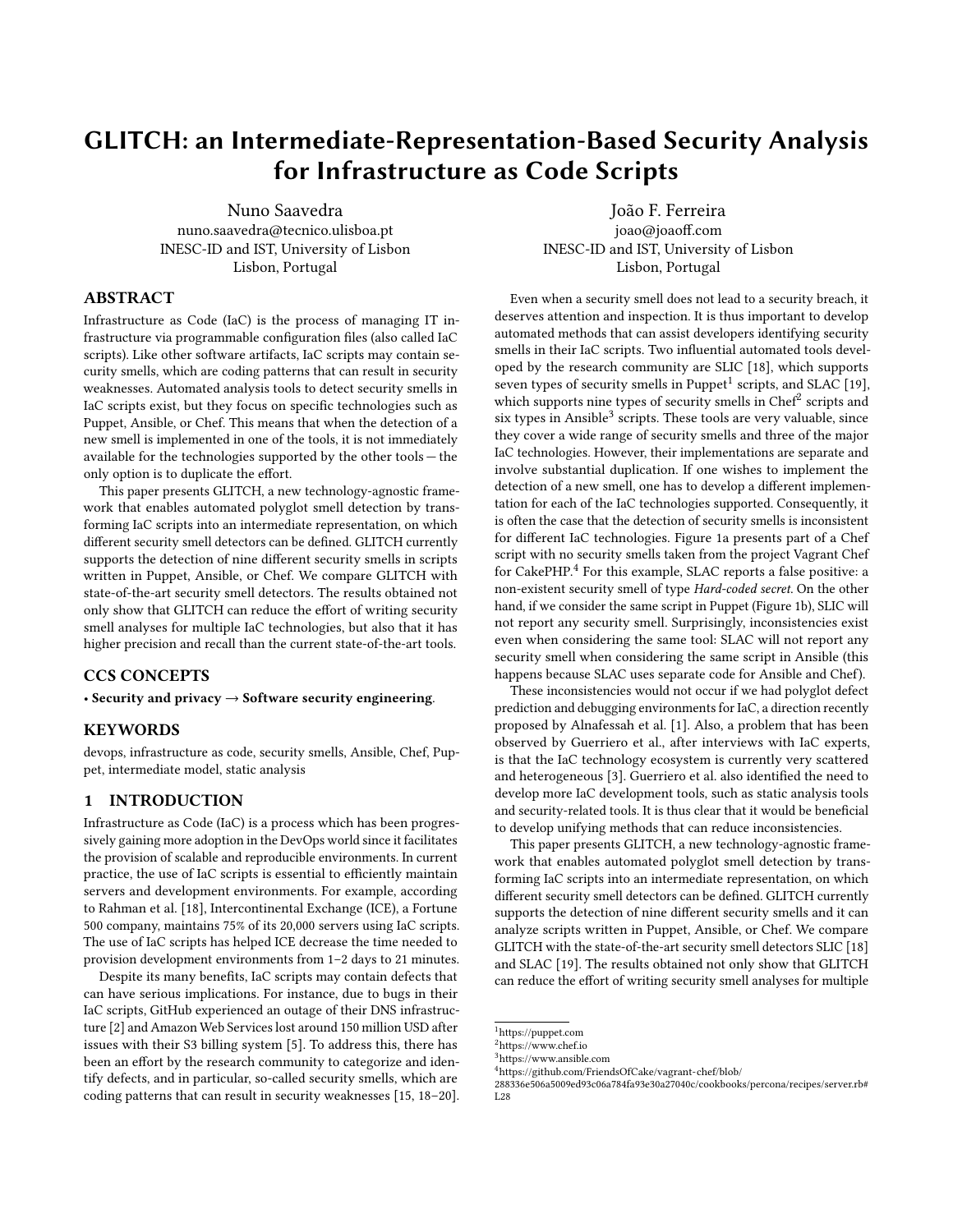# GLITCH: an Intermediate-Representation-Based Security Analysis for Infrastructure as Code Scripts

Nuno Saavedra
nuno.saavedra@tecnico.ulisboa.pt
INESC-ID and IST, University of Lisbon
Lisbon, Portugal

João F. Ferreira
joao@joaoff.com
INESC-ID and IST, University of Lisbon
Lisbon, Portugal

## ABSTRACT

Infrastructure as Code (IaC) is the process of managing IT infrastructure via programmable configuration files (also called IaC scripts). Like other software artifacts, IaC scripts may contain security smells, which are coding patterns that can result in security weaknesses. Automated analysis tools to detect security smells in IaC scripts exist, but they focus on specific technologies such as Puppet, Ansible, or Chef. This means that when the detection of a new smell is implemented in one of the tools, it is not immediately available for the technologies supported by the other tools — the only option is to duplicate the effort.

This paper presents GLITCH, a new technology-agnostic framework that enables automated polyglot smell detection by transforming IaC scripts into an intermediate representation, on which different security smell detectors can be defined. GLITCH currently supports the detection of nine different security smells in scripts written in Puppet, Ansible, or Chef. We compare GLITCH with state-of-the-art security smell detectors. The results obtained not only show that GLITCH can reduce the effort of writing security smell analyses for multiple IaC technologies, but also that it has higher precision and recall than the current state-of-the-art tools.

## CCS CONCEPTS

• **Security and privacy** → **Software security engineering**.

## KEYWORDS

devops, infrastructure as code, security smells, Ansible, Chef, Puppet, intermediate model, static analysis

## 1 INTRODUCTION

Infrastructure as Code (IaC) is a process which has been progressively gaining more adoption in the DevOps world since it facilitates the provision of scalable and reproducible environments. In current practice, the use of IaC scripts is essential to efficiently maintain servers and development environments. For example, according to Rahman et al. [18], Intercontinental Exchange (ICE), a Fortune 500 company, maintains 75% of its 20,000 servers using IaC scripts. The use of IaC scripts has helped ICE decrease the time needed to provision development environments from 1–2 days to 21 minutes.

Despite its many benefits, IaC scripts may contain defects that can have serious implications. For instance, due to bugs in their IaC scripts, GitHub experienced an outage of their DNS infrastructure [2] and Amazon Web Services lost around 150 million USD after issues with their S3 billing system [5]. To address this, there has been an effort by the research community to categorize and identify defects, and in particular, so-called security smells, which are coding patterns that can result in security weaknesses [15, 18–20].

Even when a security smell does not lead to a security breach, it deserves attention and inspection. It is thus important to develop automated methods that can assist developers identifying security smells in their IaC scripts. Two influential automated tools developed by the research community are SLIC [18], which supports seven types of security smells in Puppet[1] scripts, and SLAC [19], which supports nine types of security smells in Chef[2] scripts and six types in Ansible[3] scripts. These tools are very valuable, since they cover a wide range of security smells and three of the major IaC technologies. However, their implementations are separate and involve substantial duplication. If one wishes to implement the detection of a new smell, one has to develop a different implementation for each of the IaC technologies supported. Consequently, it is often the case that the detection of security smells is inconsistent for different IaC technologies. Figure 1a presents part of a Chef script with no security smells taken from the project Vagrant Chef for CakePHP.[4] For this example, SLAC reports a false positive: a non-existent security smell of type *Hard-coded secret*. On the other hand, if we consider the same script in Puppet (Figure 1b), SLIC will not report any security smell. Surprisingly, inconsistencies exist even when considering the same tool: SLAC will not report any security smell when considering the same script in Ansible (this happens because SLAC uses separate code for Ansible and Chef).

These inconsistencies would not occur if we had polyglot defect prediction and debugging environments for IaC, a direction recently proposed by Alnafessah et al. [1]. Also, a problem that has been observed by Guerriero et al., after interviews with IaC experts, is that the IaC technology ecosystem is currently very scattered and heterogeneous [3]. Guerriero et al. also identified the need to develop more IaC development tools, such as static analysis tools and security-related tools. It is thus clear that it would be beneficial to develop unifying methods that can reduce inconsistencies.

This paper presents GLITCH, a new technology-agnostic framework that enables automated polyglot smell detection by transforming IaC scripts into an intermediate representation, on which different security smell detectors can be defined. GLITCH currently supports the detection of nine different security smells and it can analyze scripts written in Puppet, Ansible, or Chef. We compare GLITCH with the state-of-the-art security smell detectors SLIC [18] and SLAC [19]. The results obtained not only show that GLITCH can reduce the effort of writing security smell analyses for multiple

[1] https://puppet.com
[2] https://www.chef.io
[3] https://www.ansible.com
[4] https://github.com/FriendsOfCake/vagrant-chef/blob/288336e506a5009ed93c06a784fa93e30a27040c/cookbooks/percona/recipes/server.rb#L28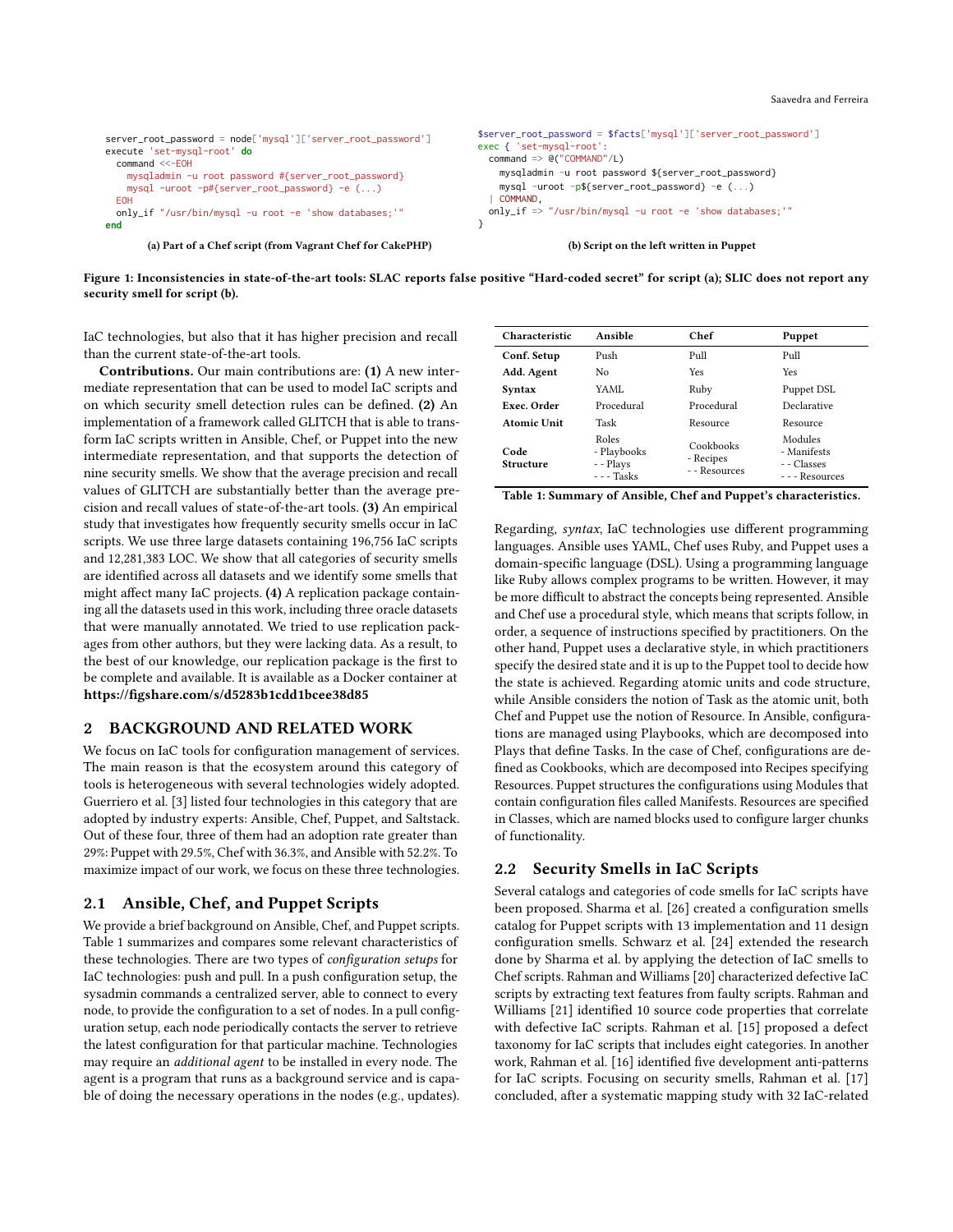```ruby
server_root_password = node['mysql']['server_root_password']
execute 'set-mysql-root' do
  command <<-EOH
    mysqladmin -u root password #{server_root_password}
    mysql -uroot -p#{server_root_password} -e (...)
  EOH
  only_if "/usr/bin/mysql -u root -e 'show databases;'"
end
```

(a) Part of a Chef script (from Vagrant Chef for CakePHP)

```puppet
$server_root_password = $facts['mysql']['server_root_password']
exec { 'set-mysql-root':
  command => @("COMMAND"/L)
    mysqladmin -u root password ${server_root_password}
    mysql -uroot -p${server_root_password} -e (...)
  | COMMAND,
  only_if => "/usr/bin/mysql -u root -e 'show databases;'"
}
```

(b) Script on the left written in Puppet

**Figure 1: Inconsistencies in state-of-the-art tools: SLAC reports false positive "Hard-coded secret" for script (a); SLIC does not report any security smell for script (b).**

IaC technologies, but also that it has higher precision and recall than the current state-of-the-art tools.

**Contributions.** Our main contributions are: **(1)** A new intermediate representation that can be used to model IaC scripts and on which security smell detection rules can be defined. **(2)** An implementation of a framework called GLITCH that is able to transform IaC scripts written in Ansible, Chef, or Puppet into the new intermediate representation, and that supports the detection of nine security smells. We show that the average precision and recall values of GLITCH are substantially better than the average precision and recall values of state-of-the-art tools. **(3)** An empirical study that investigates how frequently security smells occur in IaC scripts. We use three large datasets containing 196,756 IaC scripts and 12,281,383 LOC. We show that all categories of security smells are identified across all datasets and we identify some smells that might affect many IaC projects. **(4)** A replication package containing all the datasets used in this work, including three oracle datasets that were manually annotated. We tried to use replication packages from other authors, but they were lacking data. As a result, to the best of our knowledge, our replication package is the first to be complete and available. It is available as a Docker container at **https://figshare.com/s/d5283b1cdd1bcee38d85**

## 2 BACKGROUND AND RELATED WORK

We focus on IaC tools for configuration management of services. The main reason is that the ecosystem around this category of tools is heterogeneous with several technologies widely adopted. Guerriero et al. [3] listed four technologies in this category that are adopted by industry experts: Ansible, Chef, Puppet, and Saltstack. Out of these four, three of them had an adoption rate greater than 29%: Puppet with 29.5%, Chef with 36.3%, and Ansible with 52.2%. To maximize impact of our work, we focus on these three technologies.

### 2.1 Ansible, Chef, and Puppet Scripts

We provide a brief background on Ansible, Chef, and Puppet scripts. Table 1 summarizes and compares some relevant characteristics of these technologies. There are two types of *configuration setups* for IaC technologies: push and pull. In a push configuration setup, the sysadmin commands a centralized server, able to connect to every node, to provide the configuration to a set of nodes. In a pull configuration setup, each node periodically contacts the server to retrieve the latest configuration for that particular machine. Technologies may require an *additional agent* to be installed in every node. The agent is a program that runs as a background service and is capable of doing the necessary operations in the nodes (e.g., updates).

| Characteristic | Ansible | Chef | Puppet |
|---|---|---|---|
| **Conf. Setup** | Push | Pull | Pull |
| **Add. Agent** | No | Yes | Yes |
| **Syntax** | YAML | Ruby | Puppet DSL |
| **Exec. Order** | Procedural | Procedural | Declarative |
| **Atomic Unit** | Task | Resource | Resource |
| **Code Structure** | Roles<br>- Playbooks<br>- - Plays<br>- - - Tasks | Cookbooks<br>- Recipes<br>- - Resources | Modules<br>- Manifests<br>- - Classes<br>- - - Resources |

**Table 1: Summary of Ansible, Chef and Puppet's characteristics.**

Regarding, *syntax*, IaC technologies use different programming languages. Ansible uses YAML, Chef uses Ruby, and Puppet uses a domain-specific language (DSL). Using a programming language like Ruby allows complex programs to be written. However, it may be more difficult to abstract the concepts being represented. Ansible and Chef use a procedural style, which means that scripts follow, in order, a sequence of instructions specified by practitioners. On the other hand, Puppet uses a declarative style, in which practitioners specify the desired state and it is up to the Puppet tool to decide how the state is achieved. Regarding atomic units and code structure, while Ansible considers the notion of Task as the atomic unit, both Chef and Puppet use the notion of Resource. In Ansible, configurations are managed using Playbooks, which are decomposed into Plays that define Tasks. In the case of Chef, configurations are defined as Cookbooks, which are decomposed into Recipes specifying Resources. Puppet structures the configurations using Modules that contain configuration files called Manifests. Resources are specified in Classes, which are named blocks used to configure larger chunks of functionality.

### 2.2 Security Smells in IaC Scripts

Several catalogs and categories of code smells for IaC scripts have been proposed. Sharma et al. [26] created a configuration smells catalog for Puppet scripts with 13 implementation and 11 design configuration smells. Schwarz et al. [24] extended the research done by Sharma et al. by applying the detection of IaC smells to Chef scripts. Rahman and Williams [20] characterized defective IaC scripts by extracting text features from faulty scripts. Rahman and Williams [21] identified 10 source code properties that correlate with defective IaC scripts. Rahman et al. [15] proposed a defect taxonomy for IaC scripts that includes eight categories. In another work, Rahman et al. [16] identified five development anti-patterns for IaC scripts. Focusing on security smells, Rahman et al. [17] concluded, after a systematic mapping study with 32 IaC-related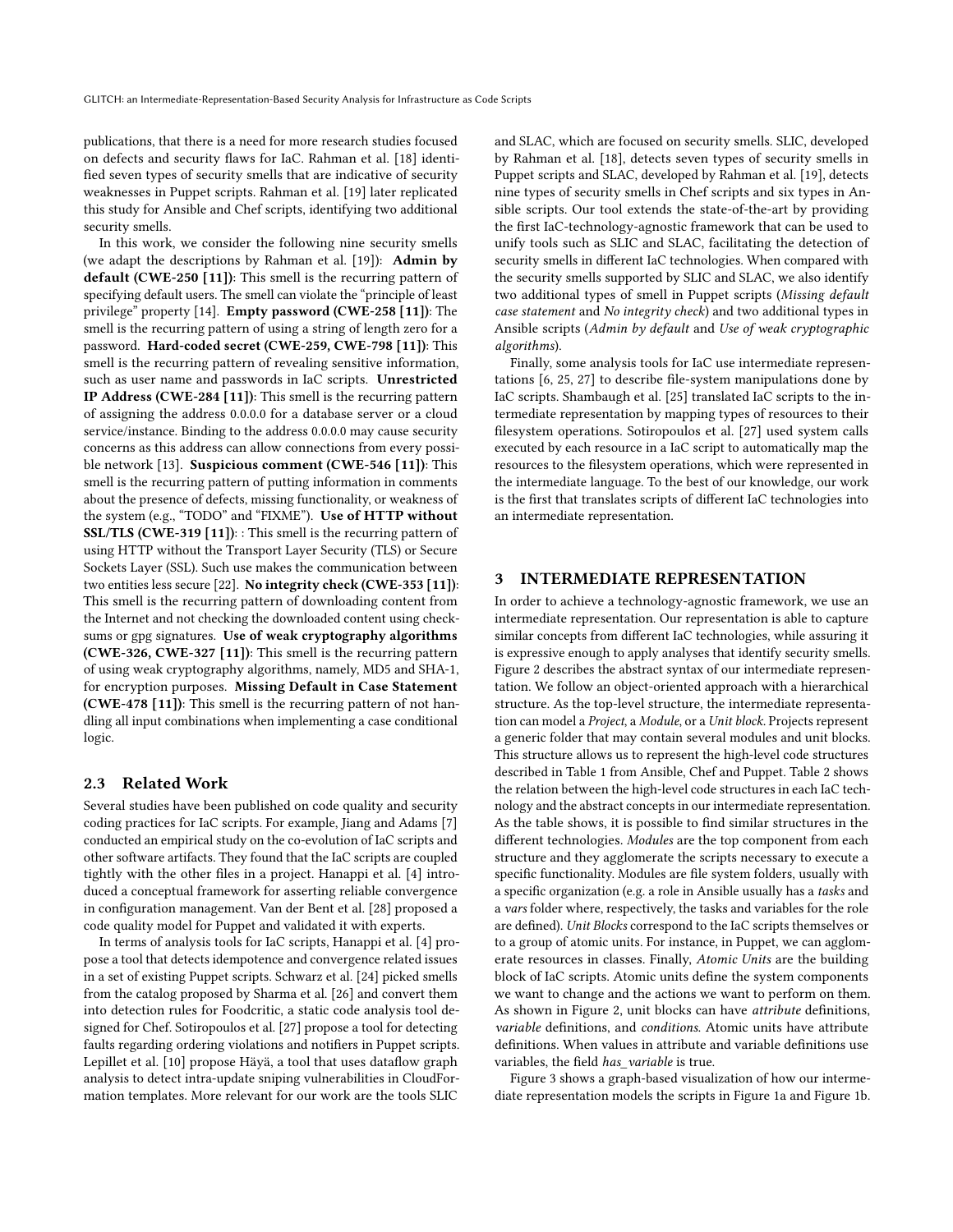publications, that there is a need for more research studies focused on defects and security flaws for IaC. Rahman et al. [18] identified seven types of security smells that are indicative of security weaknesses in Puppet scripts. Rahman et al. [19] later replicated this study for Ansible and Chef scripts, identifying two additional security smells.

In this work, we consider the following nine security smells (we adapt the descriptions by Rahman et al. [19]): **Admin by default (CWE-250 [11]):** This smell is the recurring pattern of specifying default users. The smell can violate the "principle of least privilege" property [14]. **Empty password (CWE-258 [11]):** The smell is the recurring pattern of using a string of length zero for a password. **Hard-coded secret (CWE-259, CWE-798 [11]):** This smell is the recurring pattern of revealing sensitive information, such as user name and passwords in IaC scripts. **Unrestricted IP Address (CWE-284 [11]):** This smell is the recurring pattern of assigning the address 0.0.0.0 for a database server or a cloud service/instance. Binding to the address 0.0.0.0 may cause security concerns as this address can allow connections from every possible network [13]. **Suspicious comment (CWE-546 [11]):** This smell is the recurring pattern of putting information in comments about the presence of defects, missing functionality, or weakness of the system (e.g., "TODO" and "FIXME"). **Use of HTTP without SSL/TLS (CWE-319 [11]):** : This smell is the recurring pattern of using HTTP without the Transport Layer Security (TLS) or Secure Sockets Layer (SSL). Such use makes the communication between two entities less secure [22]. **No integrity check (CWE-353 [11]):** This smell is the recurring pattern of downloading content from the Internet and not checking the downloaded content using checksums or gpg signatures. **Use of weak cryptography algorithms (CWE-326, CWE-327 [11]):** This smell is the recurring pattern of using weak cryptography algorithms, namely, MD5 and SHA-1, for encryption purposes. **Missing Default in Case Statement (CWE-478 [11]):** This smell is the recurring pattern of not handling all input combinations when implementing a case conditional logic.

### 2.3 Related Work

Several studies have been published on code quality and security coding practices for IaC scripts. For example, Jiang and Adams [7] conducted an empirical study on the co-evolution of IaC scripts and other software artifacts. They found that the IaC scripts are coupled tightly with the other files in a project. Hanappi et al. [4] introduced a conceptual framework for asserting reliable convergence in configuration management. Van der Bent et al. [28] proposed a code quality model for Puppet and validated it with experts.

In terms of analysis tools for IaC scripts, Hanappi et al. [4] propose a tool that detects idempotence and convergence related issues in a set of existing Puppet scripts. Schwarz et al. [24] picked smells from the catalog proposed by Sharma et al. [26] and convert them into detection rules for Foodcritic, a static code analysis tool designed for Chef. Sotiropoulos et al. [27] propose a tool for detecting faults regarding ordering violations and notifiers in Puppet scripts. Lepillet et al. [10] propose Häyä, a tool that uses dataflow graph analysis to detect intra-update sniping vulnerabilities in CloudFormation templates. More relevant for our work are the tools SLIC and SLAC, which are focused on security smells. SLIC, developed by Rahman et al. [18], detects seven types of security smells in Puppet scripts and SLAC, developed by Rahman et al. [19], detects nine types of security smells in Chef scripts and six types in Ansible scripts. Our tool extends the state-of-the-art by providing the first IaC-technology-agnostic framework that can be used to unify tools such as SLIC and SLAC, facilitating the detection of security smells in different IaC technologies. When compared with the security smells supported by SLIC and SLAC, we also identify two additional types of smell in Puppet scripts (*Missing default case statement* and *No integrity check*) and two additional types in Ansible scripts (*Admin by default* and *Use of weak cryptographic algorithms*).

Finally, some analysis tools for IaC use intermediate representations [6, 25, 27] to describe file-system manipulations done by IaC scripts. Shambaugh et al. [25] translated IaC scripts to the intermediate representation by mapping types of resources to their filesystem operations. Sotiropoulos et al. [27] used system calls executed by each resource in a IaC script to automatically map the resources to the filesystem operations, which were represented in the intermediate language. To the best of our knowledge, our work is the first that translates scripts of different IaC technologies into an intermediate representation.

## 3 INTERMEDIATE REPRESENTATION

In order to achieve a technology-agnostic framework, we use an intermediate representation. Our representation is able to capture similar concepts from different IaC technologies, while assuring it is expressive enough to apply analyses that identify security smells. Figure 2 describes the abstract syntax of our intermediate representation. We follow an object-oriented approach with a hierarchical structure. As the top-level structure, the intermediate representation can model a *Project*, a *Module*, or a *Unit block*. Projects represent a generic folder that may contain several modules and unit blocks. This structure allows us to represent the high-level code structures described in Table 1 from Ansible, Chef and Puppet. Table 2 shows the relation between the high-level code structures in each IaC technology and the abstract concepts in our intermediate representation. As the table shows, it is possible to find similar structures in the different technologies. *Modules* are the top component from each structure and they agglomerate the scripts necessary to execute a specific functionality. Modules are file system folders, usually with a specific organization (e.g. a role in Ansible usually has a *tasks* and a *vars* folder where, respectively, the tasks and variables for the role are defined). *Unit Blocks* correspond to the IaC scripts themselves or to a group of atomic units. For instance, in Puppet, we can agglomerate resources in classes. Finally, *Atomic Units* are the building block of IaC scripts. Atomic units define the system components we want to change and the actions we want to perform on them. As shown in Figure 2, unit blocks can have *attribute* definitions, *variable* definitions, and *conditions*. Atomic units have attribute definitions. When values in attribute and variable definitions use variables, the field *has_variable* is true.

Figure 3 shows a graph-based visualization of how our intermediate representation models the scripts in Figure 1a and Figure 1b.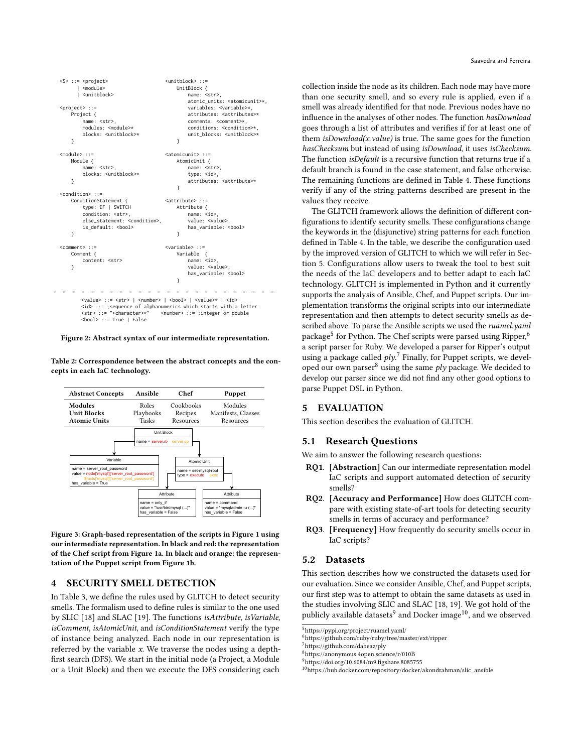```
<S> ::= <project>
      | <module>
      | <unitblock>

<project> ::=
    Project {
        name: <str>,
        modules: <module>*
        blocks: <unitblock>*
    }

<module> ::=
    Module {
        name: <str>,
        blocks: <unitblock>*
    }

<condition> ::=
    ConditionStatement {
        type: IF | SWITCH
        condition: <str>,
        else_statement: <condition>,
        is_default: <bool>
    }

<comment> ::=
    Comment {
        content: <str>
    }

<unitblock> ::=
    UnitBlock {
        name: <str>,
        atomic_units: <atomicunit>*,
        variables: <variable>*,
        attributes: <attributes>*
        comments: <comment>*,
        conditions: <condition>*,
        unit_blocks: <unitblock>*
    }

<atomicunit> ::=
    AtomicUnit {
        name: <str>,
        type: <id>,
        attributes: <attribute>*
    }

<attribute> ::=
    Attribute {
        name: <id>,
        value: <value>,
        has_variable: <bool>
    }

<variable> ::=
    Variable {
        name: <id>,
        value: <value>,
        has_variable: <bool>
    }
- - - - - - - - - - - - - - - - - - - - - - - - -
<value> ::= <str> | <number> | <bool> | <value>* | <id>
<id> ::= ;sequence of alphanumerics which starts with a letter
<str> ::= "<character>*"    <number> ::= ;integer or double
<bool> ::= True | False
```

Figure 2: Abstract syntax of our intermediate representation.

Table 2: Correspondence between the abstract concepts and the concepts in each IaC technology.

| Abstract Concepts | Ansible | Chef | Puppet |
|---|---|---|---|
| **Modules** | Roles | Cookbooks | Modules |
| **Unit Blocks** | Playbooks | Recipes | Manifests, Classes |
| **Atomic Units** | Tasks | Resources | Resources |

Figure 3: Graph-based representation of the scripts in Figure 1 using our intermediate representation. In black and red: the representation of the Chef script from Figure 1a. In black and orange: the representation of the Puppet script from Figure 1b.

## 4 SECURITY SMELL DETECTION

In Table 3, we define the rules used by GLITCH to detect security smells. The formalism used to define rules is similar to the one used by SLIC [18] and SLAC [19]. The functions *isAttribute*, *isVariable*, *isComment*, *isAtomicUnit*, and *isConditionStatement* verify the type of instance being analyzed. Each node in our representation is referred by the variable *x*. We traverse the nodes using a depth-first search (DFS). We start in the initial node (a Project, a Module or a Unit Block) and then we execute the DFS considering each collection inside the node as its children. Each node may have more than one security smell, and so every rule is applied, even if a smell was already identified for that node. Previous nodes have no influence in the analyses of other nodes. The function *hasDownload* goes through a list of attributes and verifies if for at least one of them *isDownload(x.value)* is true. The same goes for the function *hasChecksum* but instead of using *isDownload*, it uses *isChecksum*. The function *isDefault* is a recursive function that returns true if a default branch is found in the case statement, and false otherwise. The remaining functions are defined in Table 4. These functions verify if any of the string patterns described are present in the values they receive.

The GLITCH framework allows the definition of different configurations to identify security smells. These configurations change the keywords in the (disjunctive) string patterns for each function defined in Table 4. In the table, we describe the configuration used by the improved version of GLITCH to which we will refer in Section 5. Configurations allow users to tweak the tool to best suit the needs of the IaC developers and to better adapt to each IaC technology. GLITCH is implemented in Python and it currently supports the analysis of Ansible, Chef, and Puppet scripts. Our implementation transforms the original scripts into our intermediate representation and then attempts to detect security smells as described above. To parse the Ansible scripts we used the *ruamel.yaml* package[5] for Python. The Chef scripts were parsed using Ripper,[6] a script parser for Ruby. We developed a parser for Ripper's output using a package called *ply*.[7] Finally, for Puppet scripts, we developed our own parser[8] using the same *ply* package. We decided to develop our parser since we did not find any other good options to parse Puppet DSL in Python.

## 5 EVALUATION

This section describes the evaluation of GLITCH.

### 5.1 Research Questions

We aim to answer the following research questions:

- **RQ1.** **[Abstraction]** Can our intermediate representation model IaC scripts and support automated detection of security smells?
- **RQ2.** **[Accuracy and Performance]** How does GLITCH compare with existing state-of-art tools for detecting security smells in terms of accuracy and performance?
- **RQ3.** **[Frequency]** How frequently do security smells occur in IaC scripts?

### 5.2 Datasets

This section describes how we constructed the datasets used for our evaluation. Since we consider Ansible, Chef, and Puppet scripts, our first step was to attempt to obtain the same datasets as used in the studies involving SLIC and SLAC [18, 19]. We got hold of the publicly available datasets[9] and Docker image[10], and we observed

[5] https://pypi.org/project/ruamel.yaml/
[6] https://github.com/ruby/ruby/tree/master/ext/ripper
[7] https://github.com/dabeaz/ply
[8] https://anonymous.4open.science/r/010B
[9] https://doi.org/10.6084/m9.figshare.8085755
[10] https://hub.docker.com/repository/docker/akondrahman/slic_ansible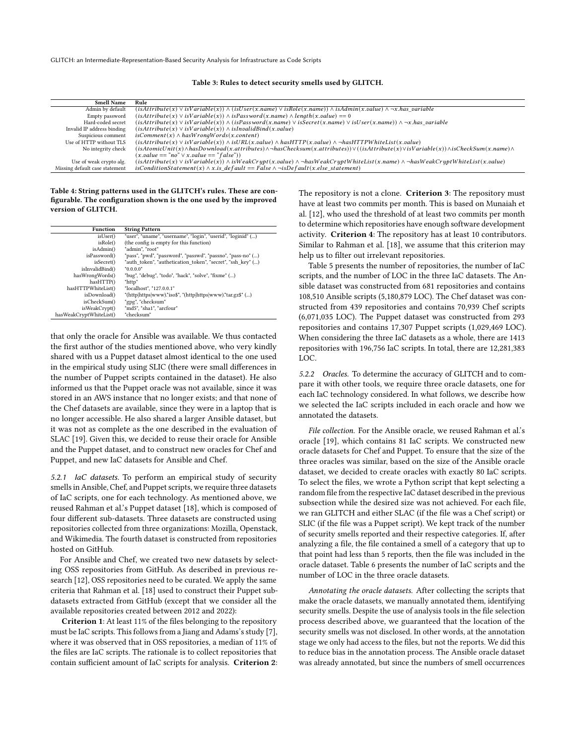**Table 3: Rules to detect security smells used by GLITCH.**

| Smell Name | Rule |
|---|---|
| Admin by default | $(isAttribute(x) \lor isVariable(x)) \land (isUser(x.name) \lor isRole(x.name)) \land isAdmin(x.value) \land \neg x.has\_variable$ |
| Empty password | $(isAttribute(x) \lor isVariable(x)) \land isPassword(x.name) \land length(x.value) == 0$ |
| Hard-coded secret | $(isAttribute(x) \lor isVariable(x)) \land (isPassword(x.name) \lor isSecret(x.name) \lor isUser(x.name)) \land \neg x.has\_variable$ |
| Invalid IP address binding | $(isAttribute(x) \lor isVariable(x)) \land isInvalidBind(x.value)$ |
| Suspicious comment | $isComment(x) \land hasWrongWords(x.content)$ |
| Use of HTTP without TLS | $(isAttribute(x) \lor isVariable(x)) \land isURL(x.value) \land hasHTTP(x.value) \land \neg hasHTTPWhiteList(x.value)$ |
| No integrity check | $(isAtomicUnit(x) \land hasDownload(x.attributes) \land \neg hasChecksum(x.attributes)) \lor ((isAttribute(x) \lor isVariable(x)) \land isCheckSum(x.name) \land (x.value == "no" \lor x.value == "false"))$ |
| Use of weak crypto alg. | $(isAttribute(x) \lor isVariable(x)) \land isWeakCrypt(x.value) \land \neg hasWeakCryptWhiteList(x.name) \land \neg hasWeakCryptWhiteList(x.value)$ |
| Missing default case statement | $isConditionStatement(x) \land x.is\_default == False \land \neg isDefault(x.else\_statement)$ |

**Table 4: String patterns used in the GLITCH's rules. These are configurable. The configuration shown is the one used by the improved version of GLITCH.**

| Function | String Pattern |
|---|---|
| isUser() | "user", "uname", "username", "login", "userid", "loginid" (...) |
| isRole() | (the config is empty for this function) |
| isAdmin() | "admin", "root" |
| isPassword() | "pass", "pwd", "password", "passwd", "passno", "pass-no" (...) |
| isSecret() | "auth_token", "authetication_token", "secret", "ssh_key" (...) |
| isInvalidBind() | "0.0.0.0" |
| hasWrongWords() | "bug", "debug", "todo", "hack", "solve", "fixme" (...) |
| hasHTTP() | "http" |
| hasHTTPWhiteList() | "localhost", "127.0.0.1" |
| isDownload() | "(http\|https\|www).*iso$", "(http\|https\|www).*tar.gz$" (...) |
| isCheckSum() | "gpg", "checksum" |
| isWeakCrypt() | "md5", "sha1", "arcfour" |
| hasWeakCryptWhiteList() | "checksum" |

that only the oracle for Ansible was available. We thus contacted the first author of the studies mentioned above, who very kindly shared with us a Puppet dataset almost identical to the one used in the empirical study using SLIC (there were small differences in the number of Puppet scripts contained in the dataset). He also informed us that the Puppet oracle was not available, since it was stored in an AWS instance that no longer exists; and that none of the Chef datasets are available, since they were in a laptop that is no longer accessible. He also shared a larger Ansible dataset, but it was not as complete as the one described in the evaluation of SLAC [19]. Given this, we decided to reuse their oracle for Ansible and the Puppet dataset, and to construct new oracles for Chef and Puppet, and new IaC datasets for Ansible and Chef.

### 5.2.1 IaC datasets.

To perform an empirical study of security smells in Ansible, Chef, and Puppet scripts, we require three datasets of IaC scripts, one for each technology. As mentioned above, we reused Rahman et al.'s Puppet dataset [18], which is composed of four different sub-datasets. Three datasets are constructed using repositories collected from three organizations: Mozilla, Openstack, and Wikimedia. The fourth dataset is constructed from repositories hosted on GitHub.

For Ansible and Chef, we created two new datasets by selecting OSS repositories from GitHub. As described in previous research [12], OSS repositories need to be curated. We apply the same criteria that Rahman et al. [18] used to construct their Puppet sub-datasets extracted from GitHub (except that we consider all the available repositories created between 2012 and 2022):

**Criterion 1**: At least 11% of the files belonging to the repository must be IaC scripts. This follows from a Jiang and Adams's study [7], where it was observed that in OSS repositories, a median of 11% of the files are IaC scripts. The rationale is to collect repositories that contain sufficient amount of IaC scripts for analysis. **Criterion 2**: The repository is not a clone. **Criterion 3**: The repository must have at least two commits per month. This is based on Munaiah et al. [12], who used the threshold of at least two commits per month to determine which repositories have enough software development activity. **Criterion 4**: The repository has at least 10 contributors. Similar to Rahman et al. [18], we assume that this criterion may help us to filter out irrelevant repositories.

Table 5 presents the number of repositories, the number of IaC scripts, and the number of LOC in the three IaC datasets. The Ansible dataset was constructed from 681 repositories and contains 108,510 Ansible scripts (5,180,879 LOC). The Chef dataset was constructed from 439 repositories and contains 70,939 Chef scripts (6,071,035 LOC). The Puppet dataset was constructed from 293 repositories and contains 17,307 Puppet scripts (1,029,469 LOC). When considering the three IaC datasets as a whole, there are 1413 repositories with 196,756 IaC scripts. In total, there are 12,281,383 LOC.

### 5.2.2 Oracles.

To determine the accuracy of GLITCH and to compare it with other tools, we require three oracle datasets, one for each IaC technology considered. In what follows, we describe how we selected the IaC scripts included in each oracle and how we annotated the datasets.

*File collection.* For the Ansible oracle, we reused Rahman et al.'s oracle [19], which contains 81 IaC scripts. We constructed new oracle datasets for Chef and Puppet. To ensure that the size of the three oracles was similar, based on the size of the Ansible oracle dataset, we decided to create oracles with exactly 80 IaC scripts. To select the files, we wrote a Python script that kept selecting a random file from the respective IaC dataset described in the previous subsection while the desired size was not achieved. For each file, we ran GLITCH and either SLAC (if the file was a Chef script) or SLIC (if the file was a Puppet script). We kept track of the number of security smells reported and their respective categories. If, after analyzing a file, the file contained a smell of a category that up to that point had less than 5 reports, then the file was included in the oracle dataset. Table 6 presents the number of IaC scripts and the number of LOC in the three oracle datasets.

*Annotating the oracle datasets.* After collecting the scripts that make the oracle datasets, we manually annotated them, identifying security smells. Despite the use of analysis tools in the file selection process described above, we guaranteed that the location of the security smells was not disclosed. In other words, at the annotation stage we only had access to the files, but not the reports. We did this to reduce bias in the annotation process. The Ansible oracle dataset was already annotated, but since the numbers of smell occurrences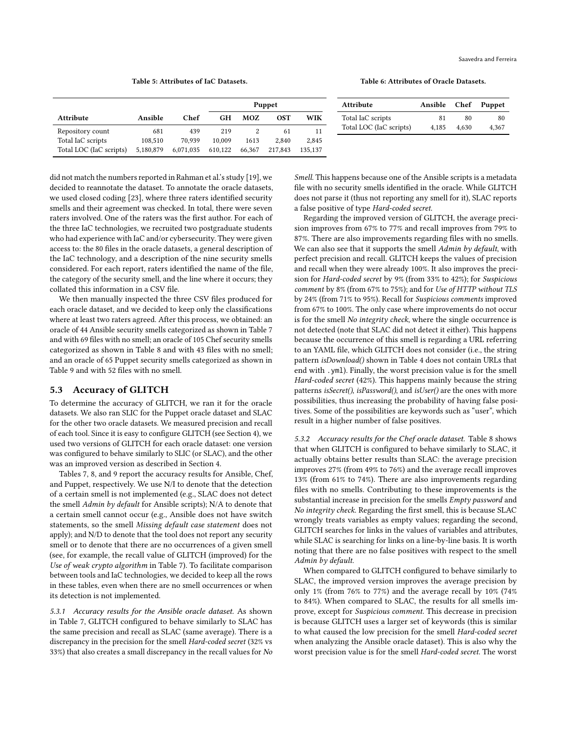Table 5: Attributes of IaC Datasets.

| Attribute | Ansible | Chef | Puppet | | | |
|---|---|---|---|---|---|---|
| | | | GH | MOZ | OST | WIK |
| Repository count | 681 | 439 | 219 | 2 | 61 | 11 |
| Total IaC scripts | 108,510 | 70,939 | 10,009 | 1613 | 2,840 | 2,845 |
| Total LOC (IaC scripts) | 5,180,879 | 6,071,035 | 610,122 | 66,367 | 217,843 | 135,137 |

Table 6: Attributes of Oracle Datasets.

| Attribute | Ansible | Chef | Puppet |
|---|---|---|---|
| Total IaC scripts | 81 | 80 | 80 |
| Total LOC (IaC scripts) | 4,185 | 4,630 | 4,367 |

did not match the numbers reported in Rahman et al.'s study [19], we decided to reannotate the dataset. To annotate the oracle datasets, we used closed coding [23], where three raters identified security smells and their agreement was checked. In total, there were seven raters involved. One of the raters was the first author. For each of the three IaC technologies, we recruited two postgraduate students who had experience with IaC and/or cybersecurity. They were given access to: the 80 files in the oracle datasets, a general description of the IaC technology, and a description of the nine security smells considered. For each report, raters identified the name of the file, the category of the security smell, and the line where it occurs; they collated this information in a CSV file.

We then manually inspected the three CSV files produced for each oracle dataset, and we decided to keep only the classifications where at least two raters agreed. After this process, we obtained: an oracle of 44 Ansible security smells categorized as shown in Table 7 and with 69 files with no smell; an oracle of 105 Chef security smells categorized as shown in Table 8 and with 43 files with no smell; and an oracle of 65 Puppet security smells categorized as shown in Table 9 and with 52 files with no smell.

## 5.3 Accuracy of GLITCH

To determine the accuracy of GLITCH, we ran it for the oracle datasets. We also ran SLIC for the Puppet oracle dataset and SLAC for the other two oracle datasets. We measured precision and recall of each tool. Since it is easy to configure GLITCH (see Section 4), we used two versions of GLITCH for each oracle dataset: one version was configured to behave similarly to SLIC (or SLAC), and the other was an improved version as described in Section 4.

Tables 7, 8, and 9 report the accuracy results for Ansible, Chef, and Puppet, respectively. We use N/I to denote that the detection of a certain smell is not implemented (e.g., SLAC does not detect the smell *Admin by default* for Ansible scripts); N/A to denote that a certain smell cannot occur (e.g., Ansible does not have switch statements, so the smell *Missing default case statement* does not apply); and N/D to denote that the tool does not report any security smell or to denote that there are no occurrences of a given smell (see, for example, the recall value of GLITCH (improved) for the *Use of weak crypto algorithm* in Table 7). To facilitate comparison between tools and IaC technologies, we decided to keep all the rows in these tables, even when there are no smell occurrences or when its detection is not implemented.

*5.3.1 Accuracy results for the Ansible oracle dataset.* As shown in Table 7, GLITCH configured to behave similarly to SLAC has the same precision and recall as SLAC (same average). There is a discrepancy in the precision for the smell *Hard-coded secret* (32% vs 33%) that also creates a small discrepancy in the recall values for *No Smell*. This happens because one of the Ansible scripts is a metadata file with no security smells identified in the oracle. While GLITCH does not parse it (thus not reporting any smell for it), SLAC reports a false positive of type *Hard-coded secret*.

Regarding the improved version of GLITCH, the average precision improves from 67% to 77% and recall improves from 79% to 87%. There are also improvements regarding files with no smells. We can also see that it supports the smell *Admin by default*, with perfect precision and recall. GLITCH keeps the values of precision and recall when they were already 100%. It also improves the precision for *Hard-coded secret* by 9% (from 33% to 42%); for *Suspicious comment* by 8% (from 67% to 75%); and for *Use of HTTP without TLS* by 24% (from 71% to 95%). Recall for *Suspicious comments* improved from 67% to 100%. The only case where improvements do not occur is for the smell *No integrity check*, where the single occurrence is not detected (note that SLAC did not detect it either). This happens because the occurrence of this smell is regarding a URL referring to an YAML file, which GLITCH does not consider (i.e., the string pattern *isDownload()* shown in Table 4 does not contain URLs that end with `.yml`). Finally, the worst precision value is for the smell *Hard-coded secret* (42%). This happens mainly because the string patterns *isSecret()*, *isPassword()*, and *isUser()* are the ones with more possibilities, thus increasing the probability of having false positives. Some of the possibilities are keywords such as "user", which result in a higher number of false positives.

*5.3.2 Accuracy results for the Chef oracle dataset.* Table 8 shows that when GLITCH is configured to behave similarly to SLAC, it actually obtains better results than SLAC: the average precision improves 27% (from 49% to 76%) and the average recall improves 13% (from 61% to 74%). There are also improvements regarding files with no smells. Contributing to these improvements is the substantial increase in precision for the smells *Empty password* and *No integrity check*. Regarding the first smell, this is because SLAC wrongly treats variables as empty values; regarding the second, GLITCH searches for links in the values of variables and attributes, while SLAC is searching for links on a line-by-line basis. It is worth noting that there are no false positives with respect to the smell *Admin by default*.

When compared to GLITCH configured to behave similarly to SLAC, the improved version improves the average precision by only 1% (from 76% to 77%) and the average recall by 10% (74% to 84%). When compared to SLAC, the results for all smells improve, except for *Suspicious comment*. This decrease in precision is because GLITCH uses a larger set of keywords (this is similar to what caused the low precision for the smell *Hard-coded secret* when analyzing the Ansible oracle dataset). This is also why the worst precision value is for the smell *Hard-coded secret*. The worst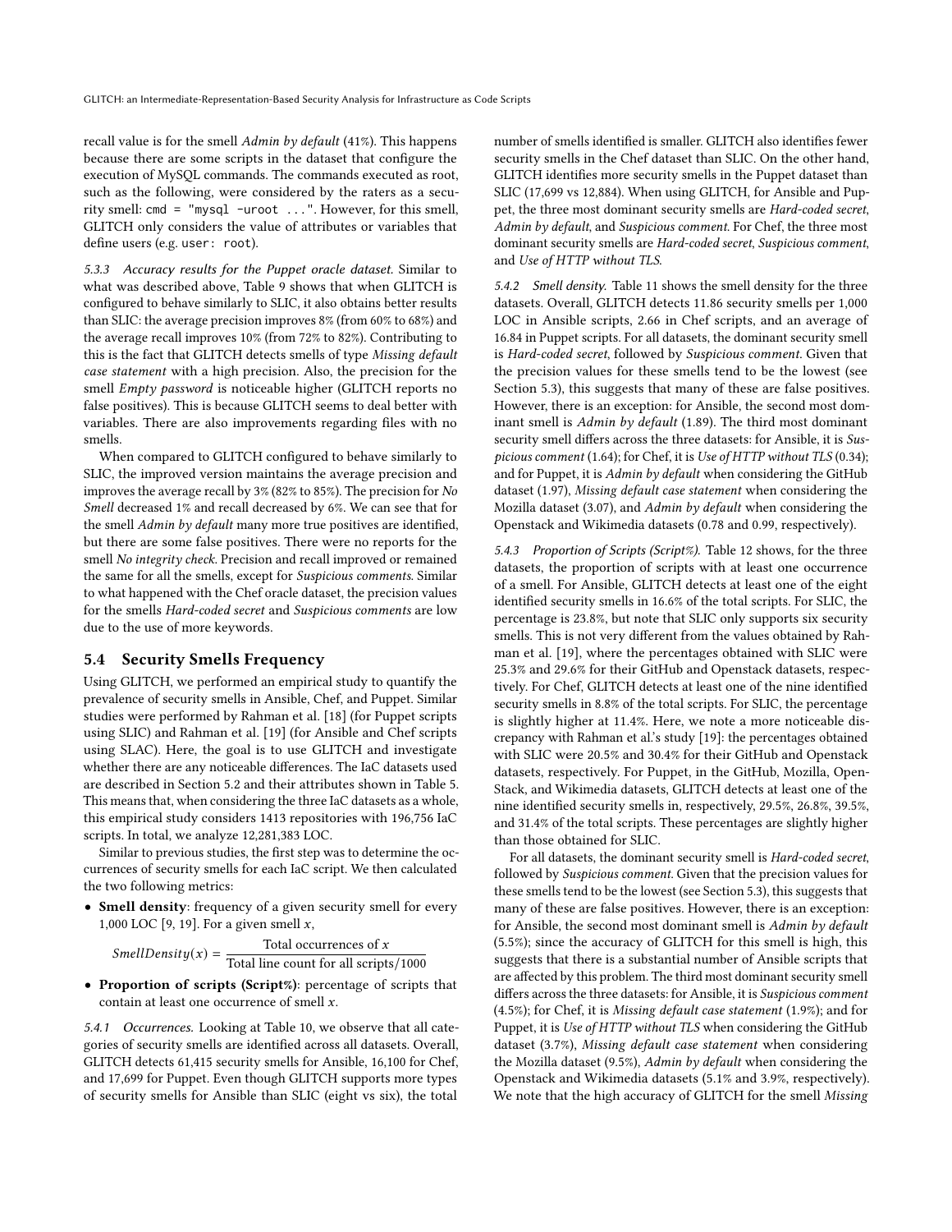recall value is for the smell *Admin by default* (41%). This happens because there are some scripts in the dataset that configure the execution of MySQL commands. The commands executed as root, such as the following, were considered by the raters as a security smell: `cmd = "mysql -uroot ..."`. However, for this smell, GLITCH only considers the value of attributes or variables that define users (e.g. `user: root`).

#### 5.3.3 Accuracy results for the Puppet oracle dataset.

Similar to what was described above, Table 9 shows that when GLITCH is configured to behave similarly to SLIC, it also obtains better results than SLIC: the average precision improves 8% (from 60% to 68%) and the average recall improves 10% (from 72% to 82%). Contributing to this is the fact that GLITCH detects smells of type *Missing default case statement* with a high precision. Also, the precision for the smell *Empty password* is noticeable higher (GLITCH reports no false positives). This is because GLITCH seems to deal better with variables. There are also improvements regarding files with no smells.

When compared to GLITCH configured to behave similarly to SLIC, the improved version maintains the average precision and improves the average recall by 3% (82% to 85%). The precision for *No Smell* decreased 1% and recall decreased by 6%. We can see that for the smell *Admin by default* many more true positives are identified, but there are some false positives. There were no reports for the smell *No integrity check*. Precision and recall improved or remained the same for all the smells, except for *Suspicious comments*. Similar to what happened with the Chef oracle dataset, the precision values for the smells *Hard-coded secret* and *Suspicious comments* are low due to the use of more keywords.

### 5.4 Security Smells Frequency

Using GLITCH, we performed an empirical study to quantify the prevalence of security smells in Ansible, Chef, and Puppet. Similar studies were performed by Rahman et al. [18] (for Puppet scripts using SLIC) and Rahman et al. [19] (for Ansible and Chef scripts using SLAC). Here, the goal is to use GLITCH and investigate whether there are any noticeable differences. The IaC datasets used are described in Section 5.2 and their attributes shown in Table 5. This means that, when considering the three IaC datasets as a whole, this empirical study considers 1413 repositories with 196,756 IaC scripts. In total, we analyze 12,281,383 LOC.

Similar to previous studies, the first step was to determine the occurrences of security smells for each IaC script. We then calculated the two following metrics:

- **Smell density**: frequency of a given security smell for every 1,000 LOC [9, 19]. For a given smell $x$,

$$SmellDensity(x) = \frac{\text{Total occurrences of } x}{\text{Total line count for all scripts}/1000}$$

- **Proportion of scripts (Script%)**: percentage of scripts that contain at least one occurrence of smell $x$.

#### 5.4.1 Occurrences.

Looking at Table 10, we observe that all categories of security smells are identified across all datasets. Overall, GLITCH detects 61,415 security smells for Ansible, 16,100 for Chef, and 17,699 for Puppet. Even though GLITCH supports more types of security smells for Ansible than SLIC (eight vs six), the total number of smells identified is smaller. GLITCH also identifies fewer security smells in the Chef dataset than SLIC. On the other hand, GLITCH identifies more security smells in the Puppet dataset than SLIC (17,699 vs 12,884). When using GLITCH, for Ansible and Puppet, the three most dominant security smells are *Hard-coded secret*, *Admin by default*, and *Suspicious comment*. For Chef, the three most dominant security smells are *Hard-coded secret*, *Suspicious comment*, and *Use of HTTP without TLS*.

#### 5.4.2 Smell density.

Table 11 shows the smell density for the three datasets. Overall, GLITCH detects 11.86 security smells per 1,000 LOC in Ansible scripts, 2.66 in Chef scripts, and an average of 16.84 in Puppet scripts. For all datasets, the dominant security smell is *Hard-coded secret*, followed by *Suspicious comment*. Given that the precision values for these smells tend to be the lowest (see Section 5.3), this suggests that many of these are false positives. However, there is an exception: for Ansible, the second most dominant smell is *Admin by default* (1.89). The third most dominant security smell differs across the three datasets: for Ansible, it is *Suspicious comment* (1.64); for Chef, it is *Use of HTTP without TLS* (0.34); and for Puppet, it is *Admin by default* when considering the GitHub dataset (1.97), *Missing default case statement* when considering the Mozilla dataset (3.07), and *Admin by default* when considering the Openstack and Wikimedia datasets (0.78 and 0.99, respectively).

#### 5.4.3 Proportion of Scripts (Script%).

Table 12 shows, for the three datasets, the proportion of scripts with at least one occurrence of a smell. For Ansible, GLITCH detects at least one of the eight identified security smells in 16.6% of the total scripts. For SLIC, the percentage is 23.8%, but note that SLIC only supports six security smells. This is not very different from the values obtained by Rahman et al. [19], where the percentages obtained with SLIC were 25.3% and 29.6% for their GitHub and Openstack datasets, respectively. For Chef, GLITCH detects at least one of the nine identified security smells in 8.8% of the total scripts. For SLIC, the percentage is slightly higher at 11.4%. Here, we note a more noticeable discrepancy with Rahman et al.'s study [19]: the percentages obtained with SLIC were 20.5% and 30.4% for their GitHub and Openstack datasets, respectively. For Puppet, in the GitHub, Mozilla, OpenStack, and Wikimedia datasets, GLITCH detects at least one of the nine identified security smells in, respectively, 29.5%, 26.8%, 39.5%, and 31.4% of the total scripts. These percentages are slightly higher than those obtained for SLIC.

For all datasets, the dominant security smell is *Hard-coded secret*, followed by *Suspicious comment*. Given that the precision values for these smells tend to be the lowest (see Section 5.3), this suggests that many of these are false positives. However, there is an exception: for Ansible, the second most dominant smell is *Admin by default* (5.5%); since the accuracy of GLITCH for this smell is high, this suggests that there is a substantial number of Ansible scripts that are affected by this problem. The third most dominant security smell differs across the three datasets: for Ansible, it is *Suspicious comment* (4.5%); for Chef, it is *Missing default case statement* (1.9%); and for Puppet, it is *Use of HTTP without TLS* when considering the GitHub dataset (3.7%), *Missing default case statement* when considering the Mozilla dataset (9.5%), *Admin by default* when considering the Openstack and Wikimedia datasets (5.1% and 3.9%, respectively). We note that the high accuracy of GLITCH for the smell *Missing*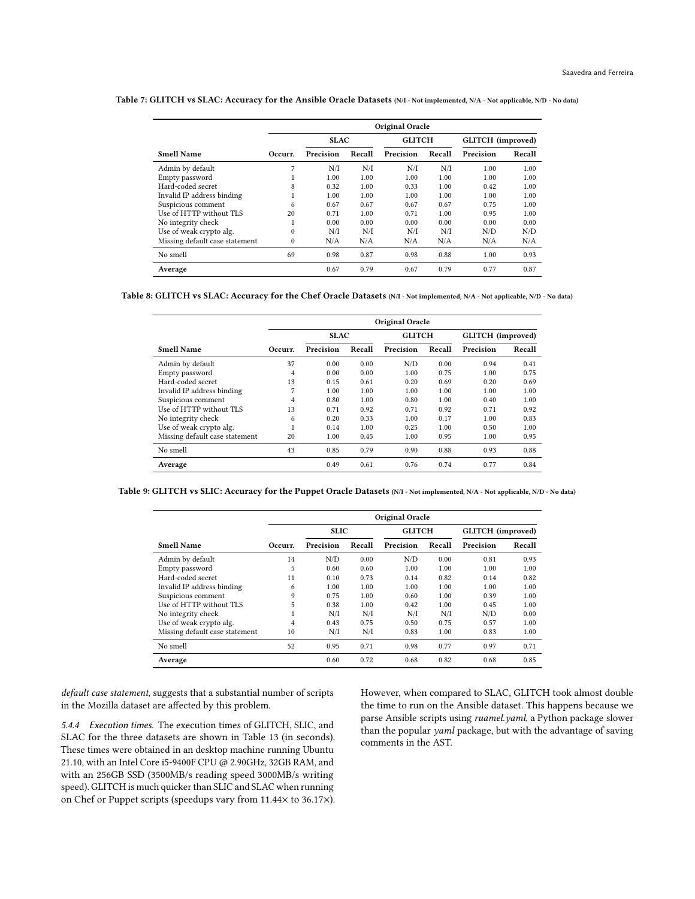**Table 7: GLITCH vs SLAC: Accuracy for the Ansible Oracle Datasets** (N/I - Not implemented, N/A - Not applicable, N/D - No data)

| | | Original Oracle | | | | | |
|---|---|---|---|---|---|---|---|
| | | SLAC | | GLITCH | | GLITCH (improved) | |
| **Smell Name** | **Occurr.** | **Precision** | **Recall** | **Precision** | **Recall** | **Precision** | **Recall** |
| Admin by default | 7 | N/I | N/I | N/I | N/I | 1.00 | 1.00 |
| Empty password | 1 | 1.00 | 1.00 | 1.00 | 1.00 | 1.00 | 1.00 |
| Hard-coded secret | 8 | 0.32 | 1.00 | 0.33 | 1.00 | 0.42 | 1.00 |
| Invalid IP address binding | 1 | 1.00 | 1.00 | 1.00 | 1.00 | 1.00 | 1.00 |
| Suspicious comment | 6 | 0.67 | 0.67 | 0.67 | 0.67 | 0.75 | 1.00 |
| Use of HTTP without TLS | 20 | 0.71 | 1.00 | 0.71 | 1.00 | 0.95 | 1.00 |
| No integrity check | 1 | 0.00 | 0.00 | 0.00 | 0.00 | 0.00 | 0.00 |
| Use of weak crypto alg. | 0 | N/I | N/I | N/I | N/I | N/D | N/D |
| Missing default case statement | 0 | N/A | N/A | N/A | N/A | N/A | N/A |
| No smell | 69 | 0.98 | 0.87 | 0.98 | 0.88 | 1.00 | 0.93 |
| **Average** | | 0.67 | 0.79 | 0.67 | 0.79 | 0.77 | 0.87 |

**Table 8: GLITCH vs SLAC: Accuracy for the Chef Oracle Datasets** (N/I - Not implemented, N/A - Not applicable, N/D - No data)

| | | Original Oracle | | | | | |
|---|---|---|---|---|---|---|---|
| | | SLAC | | GLITCH | | GLITCH (improved) | |
| **Smell Name** | **Occurr.** | **Precision** | **Recall** | **Precision** | **Recall** | **Precision** | **Recall** |
| Admin by default | 37 | 0.00 | 0.00 | N/D | 0.00 | 0.94 | 0.41 |
| Empty password | 4 | 0.00 | 0.00 | 1.00 | 0.75 | 1.00 | 0.75 |
| Hard-coded secret | 13 | 0.15 | 0.61 | 0.20 | 0.69 | 0.20 | 0.69 |
| Invalid IP address binding | 7 | 1.00 | 1.00 | 1.00 | 1.00 | 1.00 | 1.00 |
| Suspicious comment | 4 | 0.80 | 1.00 | 0.80 | 1.00 | 0.40 | 1.00 |
| Use of HTTP without TLS | 13 | 0.71 | 0.92 | 0.71 | 0.92 | 0.71 | 0.92 |
| No integrity check | 6 | 0.20 | 0.33 | 1.00 | 0.17 | 1.00 | 0.83 |
| Use of weak crypto alg. | 1 | 0.14 | 1.00 | 0.25 | 1.00 | 0.50 | 1.00 |
| Missing default case statement | 20 | 1.00 | 0.45 | 1.00 | 0.95 | 1.00 | 0.95 |
| No smell | 43 | 0.85 | 0.79 | 0.90 | 0.88 | 0.93 | 0.88 |
| **Average** | | 0.49 | 0.61 | 0.76 | 0.74 | 0.77 | 0.84 |

**Table 9: GLITCH vs SLIC: Accuracy for the Puppet Oracle Datasets** (N/I - Not implemented, N/A - Not applicable, N/D - No data)

| | | Original Oracle | | | | | |
|---|---|---|---|---|---|---|---|
| | | SLIC | | GLITCH | | GLITCH (improved) | |
| **Smell Name** | **Occurr.** | **Precision** | **Recall** | **Precision** | **Recall** | **Precision** | **Recall** |
| Admin by default | 14 | N/D | 0.00 | N/D | 0.00 | 0.81 | 0.93 |
| Empty password | 5 | 0.60 | 0.60 | 1.00 | 1.00 | 1.00 | 1.00 |
| Hard-coded secret | 11 | 0.10 | 0.73 | 0.14 | 0.82 | 0.14 | 0.82 |
| Invalid IP address binding | 6 | 1.00 | 1.00 | 1.00 | 1.00 | 1.00 | 1.00 |
| Suspicious comment | 9 | 0.75 | 1.00 | 0.60 | 1.00 | 0.39 | 1.00 |
| Use of HTTP without TLS | 5 | 0.38 | 1.00 | 0.42 | 1.00 | 0.45 | 1.00 |
| No integrity check | 1 | N/I | N/I | N/I | N/I | N/D | 0.00 |
| Use of weak crypto alg. | 4 | 0.43 | 0.75 | 0.50 | 0.75 | 0.57 | 1.00 |
| Missing default case statement | 10 | N/I | N/I | 0.83 | 1.00 | 0.83 | 1.00 |
| No smell | 52 | 0.95 | 0.71 | 0.98 | 0.77 | 0.97 | 0.71 |
| **Average** | | 0.60 | 0.72 | 0.68 | 0.82 | 0.68 | 0.85 |

*default case statement*, suggests that a substantial number of scripts in the Mozilla dataset are affected by this problem.

*5.4.4 Execution times.* The execution times of GLITCH, SLIC, and SLAC for the three datasets are shown in Table 13 (in seconds). These times were obtained in an desktop machine running Ubuntu 21.10, with an Intel Core i5-9400F CPU @ 2.90GHz, 32GB RAM, and with an 256GB SSD (3500MB/s reading speed 3000MB/s writing speed). GLITCH is much quicker than SLIC and SLAC when running on Chef or Puppet scripts (speedups vary from 11.44× to 36.17×). However, when compared to SLAC, GLITCH took almost double the time to run on the Ansible dataset. This happens because we parse Ansible scripts using *ruamel.yaml*, a Python package slower than the popular *yaml* package, but with the advantage of saving comments in the AST.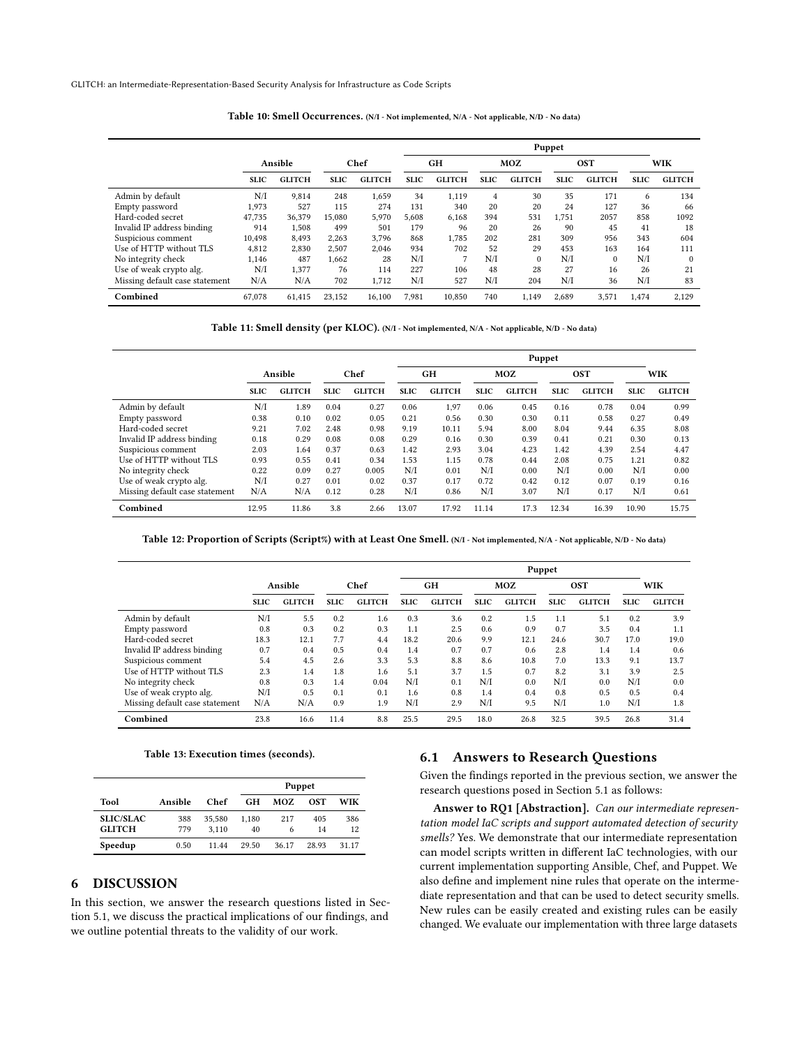**Table 10: Smell Occurrences.** (N/I - Not implemented, N/A - Not applicable, N/D - No data)

| | Ansible | | Chef | | Puppet | | | | | | | |
|---|---|---|---|---|---|---|---|---|---|---|---|---|
| | | | | | GH | | MOZ | | OST | | WIK | |
| | SLIC | GLITCH | SLIC | GLITCH | SLIC | GLITCH | SLIC | GLITCH | SLIC | GLITCH | SLIC | GLITCH |
| Admin by default | N/I | 9,814 | 248 | 1,659 | 34 | 1,119 | 4 | 30 | 35 | 171 | 6 | 134 |
| Empty password | 1,973 | 527 | 115 | 274 | 131 | 340 | 20 | 20 | 24 | 127 | 36 | 66 |
| Hard-coded secret | 47,735 | 36,379 | 15,080 | 5,970 | 5,608 | 6,168 | 394 | 531 | 1,751 | 2057 | 858 | 1092 |
| Invalid IP address binding | 914 | 1,508 | 499 | 501 | 179 | 96 | 20 | 26 | 90 | 45 | 41 | 18 |
| Suspicious comment | 10,498 | 8,493 | 2,263 | 3,796 | 868 | 1,785 | 202 | 281 | 309 | 956 | 343 | 604 |
| Use of HTTP without TLS | 4,812 | 2,830 | 2,507 | 2,046 | 934 | 702 | 52 | 29 | 453 | 163 | 164 | 111 |
| No integrity check | 1,146 | 487 | 1,662 | 28 | N/I | 7 | N/I | 0 | N/I | 0 | N/I | 0 |
| Use of weak crypto alg. | N/I | 1,377 | 76 | 114 | 227 | 106 | 48 | 28 | 27 | 16 | 26 | 21 |
| Missing default case statement | N/A | N/A | 702 | 1,712 | N/I | 527 | N/I | 204 | N/I | 36 | N/I | 83 |
| **Combined** | 67,078 | 61,415 | 23,152 | 16,100 | 7,981 | 10,850 | 740 | 1,149 | 2,689 | 3,571 | 1,474 | 2,129 |

**Table 11: Smell density (per KLOC).** (N/I - Not implemented, N/A - Not applicable, N/D - No data)

| | Ansible | | Chef | | Puppet | | | | | | | |
|---|---|---|---|---|---|---|---|---|---|---|---|---|
| | | | | | GH | | MOZ | | OST | | WIK | |
| | SLIC | GLITCH | SLIC | GLITCH | SLIC | GLITCH | SLIC | GLITCH | SLIC | GLITCH | SLIC | GLITCH |
| Admin by default | N/I | 1.89 | 0.04 | 0.27 | 0.06 | 1.97 | 0.06 | 0.45 | 0.16 | 0.78 | 0.04 | 0.99 |
| Empty password | 0.38 | 0.10 | 0.02 | 0.05 | 0.21 | 0.56 | 0.30 | 0.30 | 0.11 | 0.58 | 0.27 | 0.49 |
| Hard-coded secret | 9.21 | 7.02 | 2.48 | 0.98 | 9.19 | 10.11 | 5.94 | 8.00 | 8.04 | 9.44 | 6.35 | 8.08 |
| Invalid IP address binding | 0.18 | 0.29 | 0.08 | 0.08 | 0.29 | 0.16 | 0.30 | 0.39 | 0.41 | 0.21 | 0.30 | 0.13 |
| Suspicious comment | 2.03 | 1.64 | 0.37 | 0.63 | 1.42 | 2.93 | 3.04 | 4.23 | 1.42 | 4.39 | 2.54 | 4.47 |
| Use of HTTP without TLS | 0.93 | 0.55 | 0.41 | 0.34 | 1.53 | 1.15 | 0.78 | 0.44 | 2.08 | 0.75 | 1.21 | 0.82 |
| No integrity check | 0.22 | 0.09 | 0.27 | 0.005 | N/I | 0.01 | N/I | 0.00 | N/I | 0.00 | N/I | 0.00 |
| Use of weak crypto alg. | N/I | 0.27 | 0.01 | 0.02 | 0.37 | 0.17 | 0.72 | 0.42 | 0.12 | 0.07 | 0.19 | 0.16 |
| Missing default case statement | N/A | N/A | 0.12 | 0.28 | N/I | 0.86 | N/I | 3.07 | N/I | 0.17 | N/I | 0.61 |
| **Combined** | 12.95 | 11.86 | 3.8 | 2.66 | 13.07 | 17.92 | 11.14 | 17.3 | 12.34 | 16.39 | 10.90 | 15.75 |

**Table 12: Proportion of Scripts (Script%) with at Least One Smell.** (N/I - Not implemented, N/A - Not applicable, N/D - No data)

| | Ansible | | Chef | | Puppet | | | | | | | |
|---|---|---|---|---|---|---|---|---|---|---|---|---|
| | | | | | GH | | MOZ | | OST | | WIK | |
| | SLIC | GLITCH | SLIC | GLITCH | SLIC | GLITCH | SLIC | GLITCH | SLIC | GLITCH | SLIC | GLITCH |
| Admin by default | N/I | 5.5 | 0.2 | 1.6 | 0.3 | 3.6 | 0.2 | 1.5 | 1.1 | 5.1 | 0.2 | 3.9 |
| Empty password | 0.8 | 0.3 | 0.2 | 0.3 | 1.1 | 2.5 | 0.6 | 0.9 | 0.7 | 3.5 | 0.4 | 1.1 |
| Hard-coded secret | 18.3 | 12.1 | 7.7 | 4.4 | 18.2 | 20.6 | 9.9 | 12.1 | 24.6 | 30.7 | 17.0 | 19.0 |
| Invalid IP address binding | 0.7 | 0.4 | 0.5 | 0.4 | 1.4 | 0.7 | 0.7 | 0.6 | 2.8 | 1.4 | 1.4 | 0.6 |
| Suspicious comment | 5.4 | 4.5 | 2.6 | 3.3 | 5.3 | 8.8 | 8.6 | 10.8 | 7.0 | 13.3 | 9.1 | 13.7 |
| Use of HTTP without TLS | 2.3 | 1.4 | 1.8 | 1.6 | 5.1 | 3.7 | 1.5 | 0.7 | 8.2 | 3.1 | 3.9 | 2.5 |
| No integrity check | 0.8 | 0.3 | 1.4 | 0.04 | N/I | 0.1 | N/I | 0.0 | N/I | 0.0 | N/I | 0.0 |
| Use of weak crypto alg. | N/I | 0.5 | 0.1 | 0.1 | 1.6 | 0.8 | 1.4 | 0.4 | 0.8 | 0.5 | 0.5 | 0.4 |
| Missing default case statement | N/A | N/A | 0.9 | 1.9 | N/I | 2.9 | N/I | 9.5 | N/I | 1.0 | N/I | 1.8 |
| **Combined** | 23.8 | 16.6 | 11.4 | 8.8 | 25.5 | 29.5 | 18.0 | 26.8 | 32.5 | 39.5 | 26.8 | 31.4 |

**Table 13: Execution times (seconds).**

| | | | Puppet | | | |
|---|---|---|---|---|---|---|
| Tool | Ansible | Chef | GH | MOZ | OST | WIK |
| SLIC/SLAC | 388 | 35,580 | 1,180 | 217 | 405 | 386 |
| GLITCH | 779 | 3,110 | 40 | 6 | 14 | 12 |
| **Speedup** | 0.50 | 11.44 | 29.50 | 36.17 | 28.93 | 31.17 |

# 6 DISCUSSION

In this section, we answer the research questions listed in Section 5.1, we discuss the practical implications of our findings, and we outline potential threats to the validity of our work.

## 6.1 Answers to Research Questions

Given the findings reported in the previous section, we answer the research questions posed in Section 5.1 as follows:

**Answer to RQ1 [Abstraction].** *Can our intermediate representation model IaC scripts and support automated detection of security smells?* Yes. We demonstrate that our intermediate representation can model scripts written in different IaC technologies, with our current implementation supporting Ansible, Chef, and Puppet. We also define and implement nine rules that operate on the intermediate representation and that can be used to detect security smells. New rules can be easily created and existing rules can be easily changed. We evaluate our implementation with three large datasets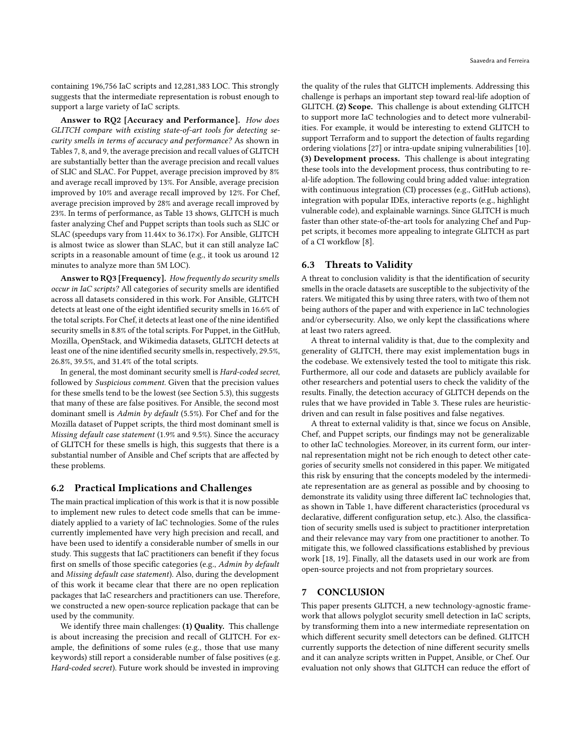containing 196,756 IaC scripts and 12,281,383 LOC. This strongly suggests that the intermediate representation is robust enough to support a large variety of IaC scripts.

**Answer to RQ2 [Accuracy and Performance].** *How does GLITCH compare with existing state-of-art tools for detecting security smells in terms of accuracy and performance?* As shown in Tables 7, 8, and 9, the average precision and recall values of GLITCH are substantially better than the average precision and recall values of SLIC and SLAC. For Puppet, average precision improved by 8% and average recall improved by 13%. For Ansible, average precision improved by 10% and average recall improved by 12%. For Chef, average precision improved by 28% and average recall improved by 23%. In terms of performance, as Table 13 shows, GLITCH is much faster analyzing Chef and Puppet scripts than tools such as SLIC or SLAC (speedups vary from 11.44× to 36.17×). For Ansible, GLITCH is almost twice as slower than SLAC, but it can still analyze IaC scripts in a reasonable amount of time (e.g., it took us around 12 minutes to analyze more than 5M LOC).

**Answer to RQ3 [Frequency].** *How frequently do security smells occur in IaC scripts?* All categories of security smells are identified across all datasets considered in this work. For Ansible, GLITCH detects at least one of the eight identified security smells in 16.6% of the total scripts. For Chef, it detects at least one of the nine identified security smells in 8.8% of the total scripts. For Puppet, in the GitHub, Mozilla, OpenStack, and Wikimedia datasets, GLITCH detects at least one of the nine identified security smells in, respectively, 29.5%, 26.8%, 39.5%, and 31.4% of the total scripts.

In general, the most dominant security smell is *Hard-coded secret*, followed by *Suspicious comment*. Given that the precision values for these smells tend to be the lowest (see Section 5.3), this suggests that many of these are false positives. For Ansible, the second most dominant smell is *Admin by default* (5.5%). For Chef and for the Mozilla dataset of Puppet scripts, the third most dominant smell is *Missing default case statement* (1.9% and 9.5%). Since the accuracy of GLITCH for these smells is high, this suggests that there is a substantial number of Ansible and Chef scripts that are affected by these problems.

## 6.2 Practical Implications and Challenges

The main practical implication of this work is that it is now possible to implement new rules to detect code smells that can be immediately applied to a variety of IaC technologies. Some of the rules currently implemented have very high precision and recall, and have been used to identify a considerable number of smells in our study. This suggests that IaC practitioners can benefit if they focus first on smells of those specific categories (e.g., *Admin by default* and *Missing default case statement*). Also, during the development of this work it became clear that there are no open replication packages that IaC researchers and practitioners can use. Therefore, we constructed a new open-source replication package that can be used by the community.

We identify three main challenges: **(1) Quality.** This challenge is about increasing the precision and recall of GLITCH. For example, the definitions of some rules (e.g., those that use many keywords) still report a considerable number of false positives (e.g. *Hard-coded secret*). Future work should be invested in improving the quality of the rules that GLITCH implements. Addressing this challenge is perhaps an important step toward real-life adoption of GLITCH. **(2) Scope.** This challenge is about extending GLITCH to support more IaC technologies and to detect more vulnerabilities. For example, it would be interesting to extend GLITCH to support Terraform and to support the detection of faults regarding ordering violations [27] or intra-update sniping vulnerabilities [10]. **(3) Development process.** This challenge is about integrating these tools into the development process, thus contributing to real-life adoption. The following could bring added value: integration with continuous integration (CI) processes (e.g., GitHub actions), integration with popular IDEs, interactive reports (e.g., highlight vulnerable code), and explainable warnings. Since GLITCH is much faster than other state-of-the-art tools for analyzing Chef and Puppet scripts, it becomes more appealing to integrate GLITCH as part of a CI workflow [8].

## 6.3 Threats to Validity

A threat to conclusion validity is that the identification of security smells in the oracle datasets are susceptible to the subjectivity of the raters. We mitigated this by using three raters, with two of them not being authors of the paper and with experience in IaC technologies and/or cybersecurity. Also, we only kept the classifications where at least two raters agreed.

A threat to internal validity is that, due to the complexity and generality of GLITCH, there may exist implementation bugs in the codebase. We extensively tested the tool to mitigate this risk. Furthermore, all our code and datasets are publicly available for other researchers and potential users to check the validity of the results. Finally, the detection accuracy of GLITCH depends on the rules that we have provided in Table 3. These rules are heuristic-driven and can result in false positives and false negatives.

A threat to external validity is that, since we focus on Ansible, Chef, and Puppet scripts, our findings may not be generalizable to other IaC technologies. Moreover, in its current form, our internal representation might not be rich enough to detect other categories of security smells not considered in this paper. We mitigated this risk by ensuring that the concepts modeled by the intermediate representation are as general as possible and by choosing to demonstrate its validity using three different IaC technologies that, as shown in Table 1, have different characteristics (procedural vs declarative, different configuration setup, etc.). Also, the classification of security smells used is subject to practitioner interpretation and their relevance may vary from one practitioner to another. To mitigate this, we followed classifications established by previous work [18, 19]. Finally, all the datasets used in our work are from open-source projects and not from proprietary sources.

# 7 CONCLUSION

This paper presents GLITCH, a new technology-agnostic framework that allows polyglot security smell detection in IaC scripts, by transforming them into a new intermediate representation on which different security smell detectors can be defined. GLITCH currently supports the detection of nine different security smells and it can analyze scripts written in Puppet, Ansible, or Chef. Our evaluation not only shows that GLITCH can reduce the effort of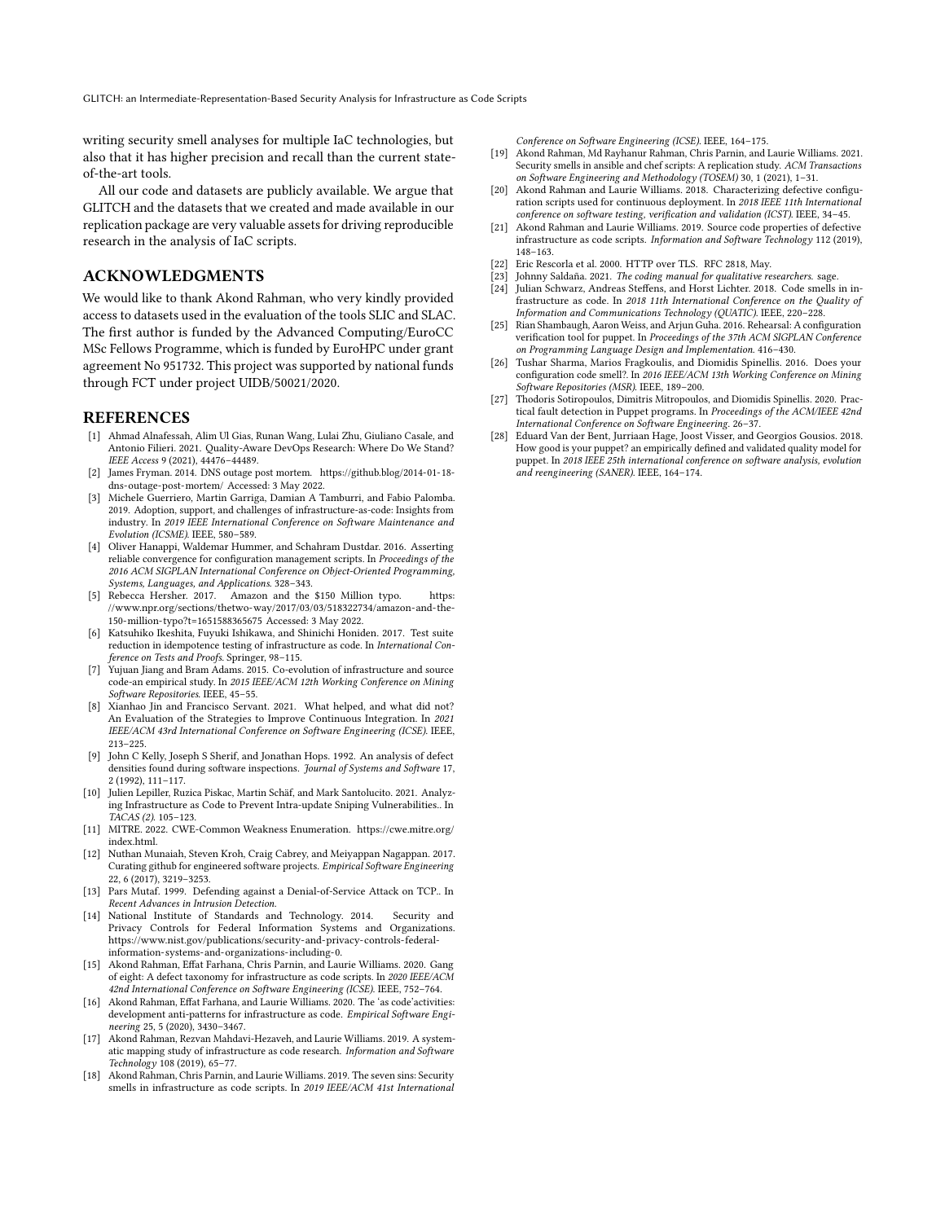writing security smell analyses for multiple IaC technologies, but also that it has higher precision and recall than the current state-of-the-art tools.

All our code and datasets are publicly available. We argue that GLITCH and the datasets that we created and made available in our replication package are very valuable assets for driving reproducible research in the analysis of IaC scripts.

## ACKNOWLEDGMENTS

We would like to thank Akond Rahman, who very kindly provided access to datasets used in the evaluation of the tools SLIC and SLAC. The first author is funded by the Advanced Computing/EuroCC MSc Fellows Programme, which is funded by EuroHPC under grant agreement No 951732. This project was supported by national funds through FCT under project UIDB/50021/2020.

## REFERENCES

- [1] Ahmad Alnafessah, Alim Ul Gias, Runan Wang, Lulai Zhu, Giuliano Casale, and Antonio Filieri. 2021. Quality-Aware DevOps Research: Where Do We Stand? *IEEE Access* 9 (2021), 44476–44489.
- [2] James Fryman. 2014. DNS outage post mortem. https://github.blog/2014-01-18-dns-outage-post-mortem/ Accessed: 3 May 2022.
- [3] Michele Guerriero, Martin Garriga, Damian A Tamburri, and Fabio Palomba. 2019. Adoption, support, and challenges of infrastructure-as-code: Insights from industry. In *2019 IEEE International Conference on Software Maintenance and Evolution (ICSME)*. IEEE, 580–589.
- [4] Oliver Hanappi, Waldemar Hummer, and Schahram Dustdar. 2016. Asserting reliable convergence for configuration management scripts. In *Proceedings of the 2016 ACM SIGPLAN International Conference on Object-Oriented Programming, Systems, Languages, and Applications*. 328–343.
- [5] Rebecca Hersher. 2017. Amazon and the $150 Million typo. https://www.npr.org/sections/thetwo-way/2017/03/03/518322734/amazon-and-the-150-million-typo?t=1651588365675 Accessed: 3 May 2022.
- [6] Katsuhiko Ikeshita, Fuyuki Ishikawa, and Shinichi Honiden. 2017. Test suite reduction in idempotence testing of infrastructure as code. In *International Conference on Tests and Proofs*. Springer, 98–115.
- [7] Yujuan Jiang and Bram Adams. 2015. Co-evolution of infrastructure and source code-an empirical study. In *2015 IEEE/ACM 12th Working Conference on Mining Software Repositories*. IEEE, 45–55.
- [8] Xianhao Jin and Francisco Servant. 2021. What helped, and what did not? An Evaluation of the Strategies to Improve Continuous Integration. In *2021 IEEE/ACM 43rd International Conference on Software Engineering (ICSE)*. IEEE, 213–225.
- [9] John C Kelly, Joseph S Sherif, and Jonathan Hops. 1992. An analysis of defect densities found during software inspections. *Journal of Systems and Software* 17, 2 (1992), 111–117.
- [10] Julien Lepiller, Ruzica Piskac, Martin Schäf, and Mark Santolucito. 2021. Analyzing Infrastructure as Code to Prevent Intra-update Sniping Vulnerabilities.. In *TACAS (2)*. 105–123.
- [11] MITRE. 2022. CWE-Common Weakness Enumeration. https://cwe.mitre.org/index.html.
- [12] Nuthan Munaiah, Steven Kroh, Craig Cabrey, and Meiyappan Nagappan. 2017. Curating github for engineered software projects. *Empirical Software Engineering* 22, 6 (2017), 3219–3253.
- [13] Pars Mutaf. 1999. Defending against a Denial-of-Service Attack on TCP.. In *Recent Advances in Intrusion Detection*.
- [14] National Institute of Standards and Technology. 2014. Security and Privacy Controls for Federal Information Systems and Organizations. https://www.nist.gov/publications/security-and-privacy-controls-federal-information-systems-and-organizations-including-0.
- [15] Akond Rahman, Effat Farhana, Chris Parnin, and Laurie Williams. 2020. Gang of eight: A defect taxonomy for infrastructure as code scripts. In *2020 IEEE/ACM 42nd International Conference on Software Engineering (ICSE)*. IEEE, 752–764.
- [16] Akond Rahman, Effat Farhana, and Laurie Williams. 2020. The 'as code'activities: development anti-patterns for infrastructure as code. *Empirical Software Engineering* 25, 5 (2020), 3430–3467.
- [17] Akond Rahman, Rezvan Mahdavi-Hezaveh, and Laurie Williams. 2019. A systematic mapping study of infrastructure as code research. *Information and Software Technology* 108 (2019), 65–77.
- [18] Akond Rahman, Chris Parnin, and Laurie Williams. 2019. The seven sins: Security smells in infrastructure as code scripts. In *2019 IEEE/ACM 41st International Conference on Software Engineering (ICSE)*. IEEE, 164–175.
- [19] Akond Rahman, Md Rayhanur Rahman, Chris Parnin, and Laurie Williams. 2021. Security smells in ansible and chef scripts: A replication study. *ACM Transactions on Software Engineering and Methodology (TOSEM)* 30, 1 (2021), 1–31.
- [20] Akond Rahman and Laurie Williams. 2018. Characterizing defective configuration scripts used for continuous deployment. In *2018 IEEE 11th International conference on software testing, verification and validation (ICST)*. IEEE, 34–45.
- [21] Akond Rahman and Laurie Williams. 2019. Source code properties of defective infrastructure as code scripts. *Information and Software Technology* 112 (2019), 148–163.
- [22] Eric Rescorla et al. 2000. HTTP over TLS. RFC 2818, May.
- [23] Johnny Saldaña. 2021. *The coding manual for qualitative researchers*. sage.
- [24] Julian Schwarz, Andreas Steffens, and Horst Lichter. 2018. Code smells in infrastructure as code. In *2018 11th International Conference on the Quality of Information and Communications Technology (QUATIC)*. IEEE, 220–228.
- [25] Rian Shambaugh, Aaron Weiss, and Arjun Guha. 2016. Rehearsal: A configuration verification tool for puppet. In *Proceedings of the 37th ACM SIGPLAN Conference on Programming Language Design and Implementation*. 416–430.
- [26] Tushar Sharma, Marios Fragkoulis, and Diomidis Spinellis. 2016. Does your configuration code smell?. In *2016 IEEE/ACM 13th Working Conference on Mining Software Repositories (MSR)*. IEEE, 189–200.
- [27] Thodoris Sotiropoulos, Dimitris Mitropoulos, and Diomidis Spinellis. 2020. Practical fault detection in Puppet programs. In *Proceedings of the ACM/IEEE 42nd International Conference on Software Engineering*. 26–37.
- [28] Eduard Van der Bent, Jurriaan Hage, Joost Visser, and Georgios Gousios. 2018. How good is your puppet? an empirically defined and validated quality model for puppet. In *2018 IEEE 25th international conference on software analysis, evolution and reengineering (SANER)*. IEEE, 164–174.